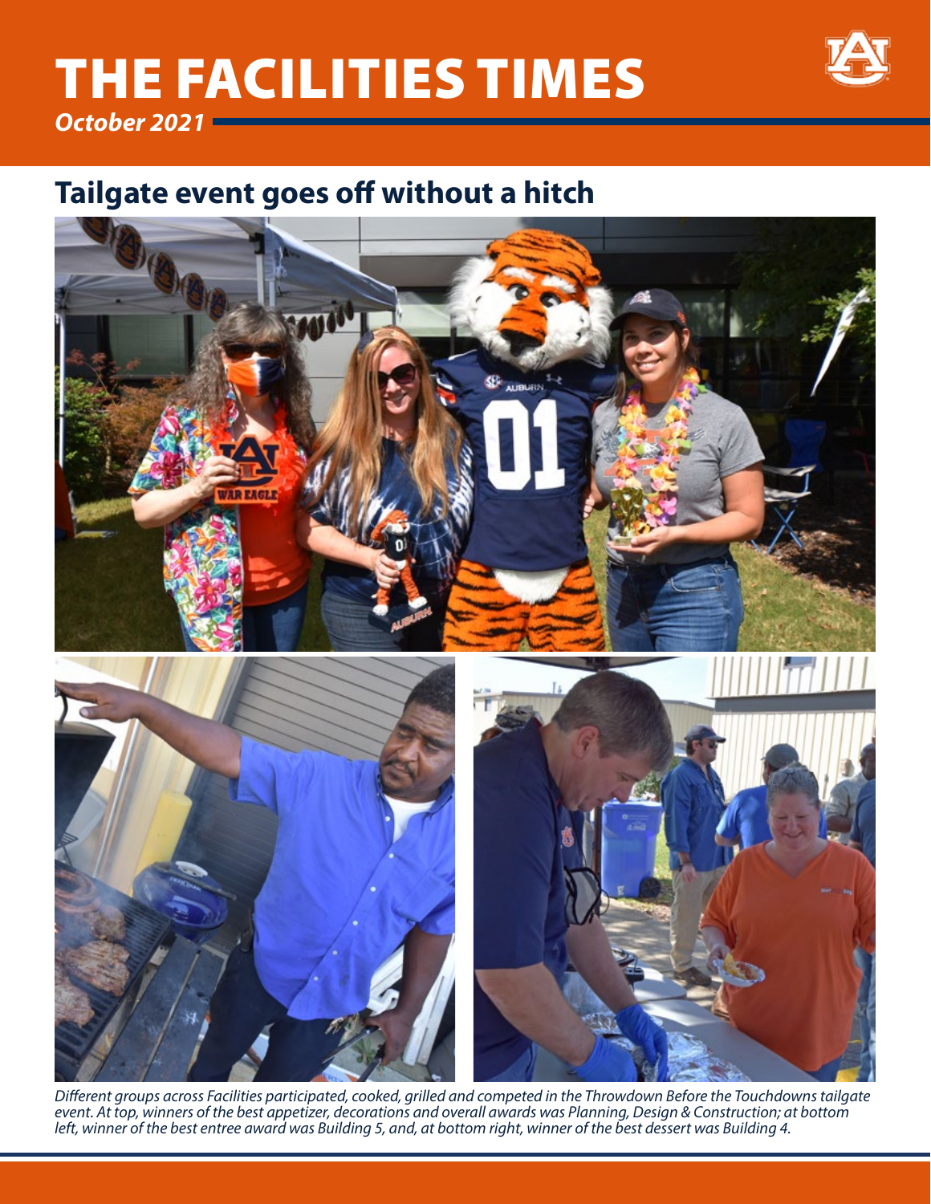# THE FACILITIES TIMES

***October 2021***

## Tailgate event goes off without a hitch

*Different groups across Facilities participated, cooked, grilled and competed in the Throwdown Before the Touchdowns tailgate event. At top, winners of the best appetizer, decorations and overall awards was Planning, Design & Construction; at bottom left, winner of the best entree award was Building 5, and, at bottom right, winner of the best dessert was Building 4.*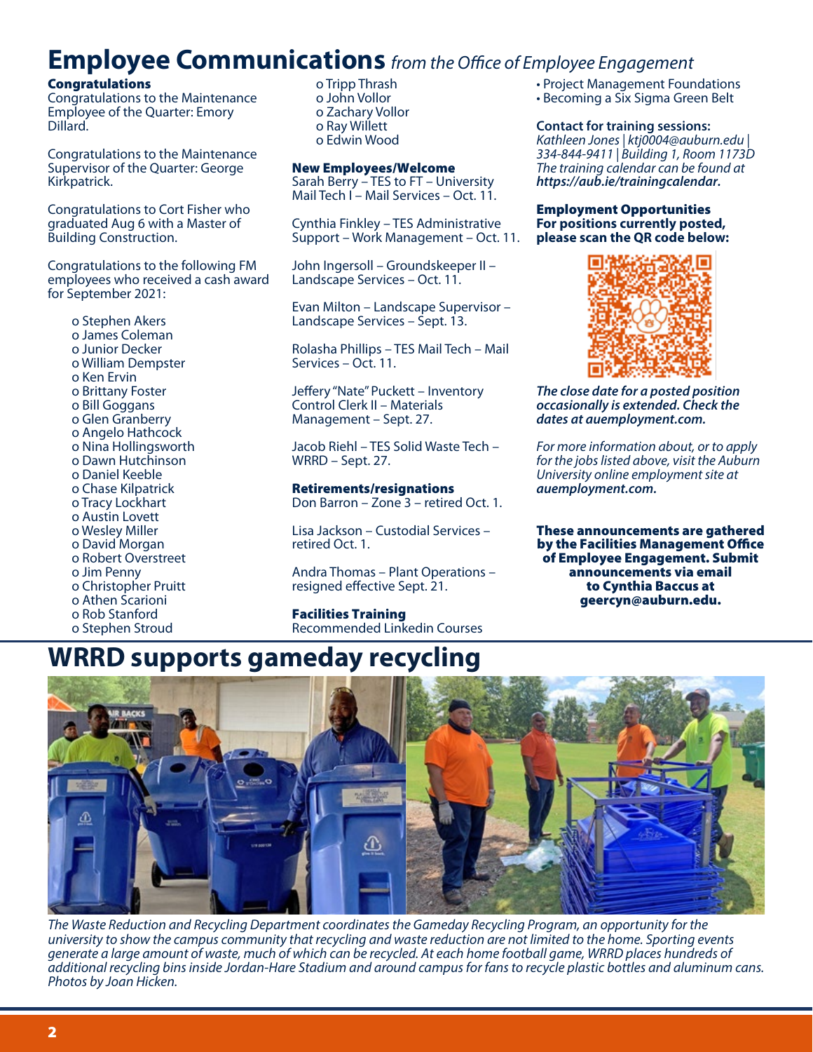# Employee Communications *from the Office of Employee Engagement*

**Congratulations**

Congratulations to the Maintenance Employee of the Quarter: Emory Dillard.

Congratulations to the Maintenance Supervisor of the Quarter: George Kirkpatrick.

Congratulations to Cort Fisher who graduated Aug 6 with a Master of Building Construction.

Congratulations to the following FM employees who received a cash award for September 2021:

- Stephen Akers
- James Coleman
- Junior Decker
- William Dempster
- Ken Ervin
- Brittany Foster
- Bill Goggans
- Glen Granberry
- Angelo Hathcock
- Nina Hollingsworth
- Dawn Hutchinson
- Daniel Keeble
- Chase Kilpatrick
- Tracy Lockhart
- Austin Lovett
- Wesley Miller
- David Morgan
- Robert Overstreet
- Jim Penny
- Christopher Pruitt
- Athen Scarioni
- Rob Stanford
- Stephen Stroud
- Tripp Thrash
- John Vollor
- Zachary Vollor
- Ray Willett
- Edwin Wood

**New Employees/Welcome**

Sarah Berry – TES to FT – University Mail Tech I – Mail Services – Oct. 11.

Cynthia Finkley – TES Administrative Support – Work Management – Oct. 11.

John Ingersoll – Groundskeeper II – Landscape Services – Oct. 11.

Evan Milton – Landscape Supervisor – Landscape Services – Sept. 13.

Rolasha Phillips – TES Mail Tech – Mail Services – Oct. 11.

Jeffery "Nate" Puckett – Inventory Control Clerk II – Materials Management – Sept. 27.

Jacob Riehl – TES Solid Waste Tech – WRRD – Sept. 27.

**Retirements/resignations**

Don Barron – Zone 3 – retired Oct. 1.

Lisa Jackson – Custodial Services – retired Oct. 1.

Andra Thomas – Plant Operations – resigned effective Sept. 21.

**Facilities Training**

Recommended Linkedin Courses

- Project Management Foundations
- Becoming a Six Sigma Green Belt

**Contact for training sessions:**

*Kathleen Jones | ktj0004@auburn.edu | 334-844-9411 | Building 1, Room 1173D*
*The training calendar can be found at* ***https://aub.ie/trainingcalendar.***

**Employment Opportunities**
**For positions currently posted, please scan the QR code below:**

***The close date for a posted position occasionally is extended. Check the dates at auemployment.com.***

*For more information about, or to apply for the jobs listed above, visit the Auburn University online employment site at* ***auemployment.com.***

**These announcements are gathered by the Facilities Management Office of Employee Engagement. Submit announcements via email to Cynthia Baccus at geercyn@auburn.edu.**

# WRRD supports gameday recycling

*The Waste Reduction and Recycling Department coordinates the Gameday Recycling Program, an opportunity for the university to show the campus community that recycling and waste reduction are not limited to the home. Sporting events generate a large amount of waste, much of which can be recycled. At each home football game, WRRD places hundreds of additional recycling bins inside Jordan-Hare Stadium and around campus for fans to recycle plastic bottles and aluminum cans. Photos by Joan Hicken.*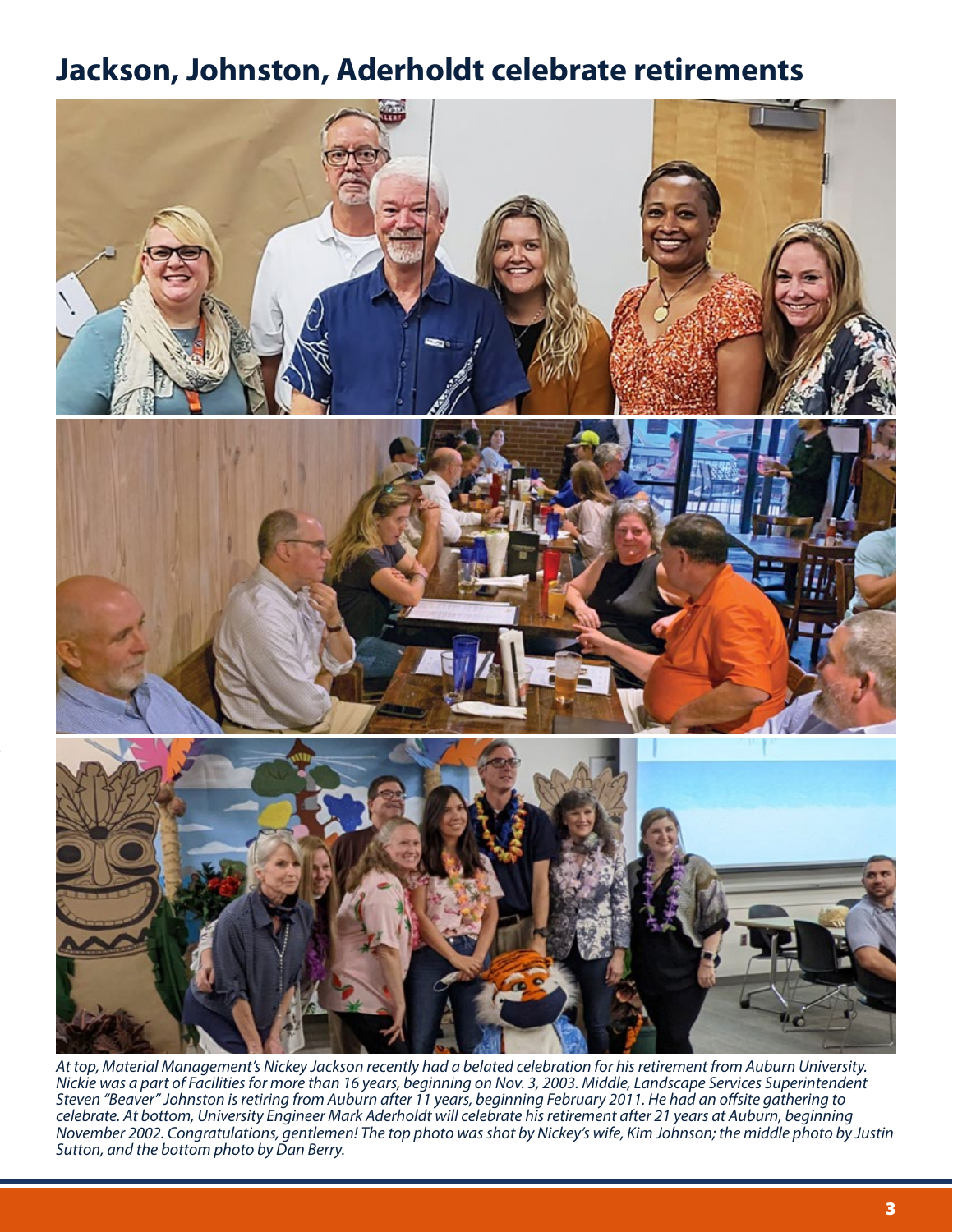# Jackson, Johnston, Aderholdt celebrate retirements

*At top, Material Management's Nickey Jackson recently had a belated celebration for his retirement from Auburn University. Nickie was a part of Facilities for more than 16 years, beginning on Nov. 3, 2003. Middle, Landscape Services Superintendent Steven "Beaver" Johnston is retiring from Auburn after 11 years, beginning February 2011. He had an offsite gathering to celebrate. At bottom, University Engineer Mark Aderholdt will celebrate his retirement after 21 years at Auburn, beginning November 2002. Congratulations, gentlemen! The top photo was shot by Nickey's wife, Kim Johnson; the middle photo by Justin Sutton, and the bottom photo by Dan Berry.*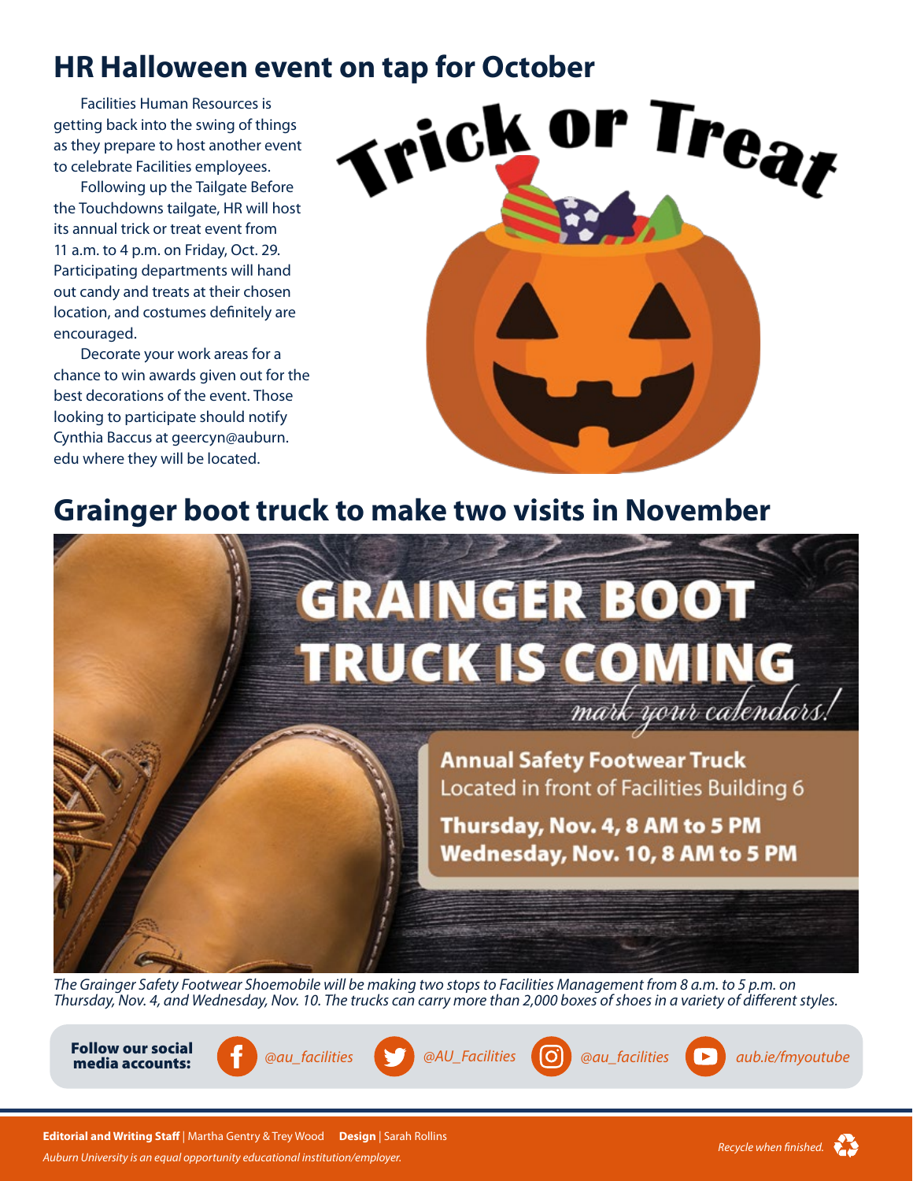## HR Halloween event on tap for October

Facilities Human Resources is getting back into the swing of things as they prepare to host another event to celebrate Facilities employees.

Following up the Tailgate Before the Touchdowns tailgate, HR will host its annual trick or treat event from 11 a.m. to 4 p.m. on Friday, Oct. 29. Participating departments will hand out candy and treats at their chosen location, and costumes definitely are encouraged.

Decorate your work areas for a chance to win awards given out for the best decorations of the event. Those looking to participate should notify Cynthia Baccus at geercyn@auburn.edu where they will be located.

Trick or Treat

## Grainger boot truck to make two visits in November

GRAINGER BOOT TRUCK IS COMING

*mark your calendars!*

**Annual Safety Footwear Truck**

Located in front of Facilities Building 6

**Thursday, Nov. 4, 8 AM to 5 PM**

**Wednesday, Nov. 10, 8 AM to 5 PM**

*The Grainger Safety Footwear Shoemobile will be making two stops to Facilities Management from 8 a.m. to 5 p.m. on Thursday, Nov. 4, and Wednesday, Nov. 10. The trucks can carry more than 2,000 boxes of shoes in a variety of different styles.*

**Follow our social media accounts:** *@au_facilities* *@AU_Facilities* *@au_facilities* *aub.ie/fmyoutube*

**Editorial and Writing Staff** | Martha Gentry & Trey Wood **Design** | Sarah Rollins

*Auburn University is an equal opportunity educational institution/employer.*

*Recycle when finished.*